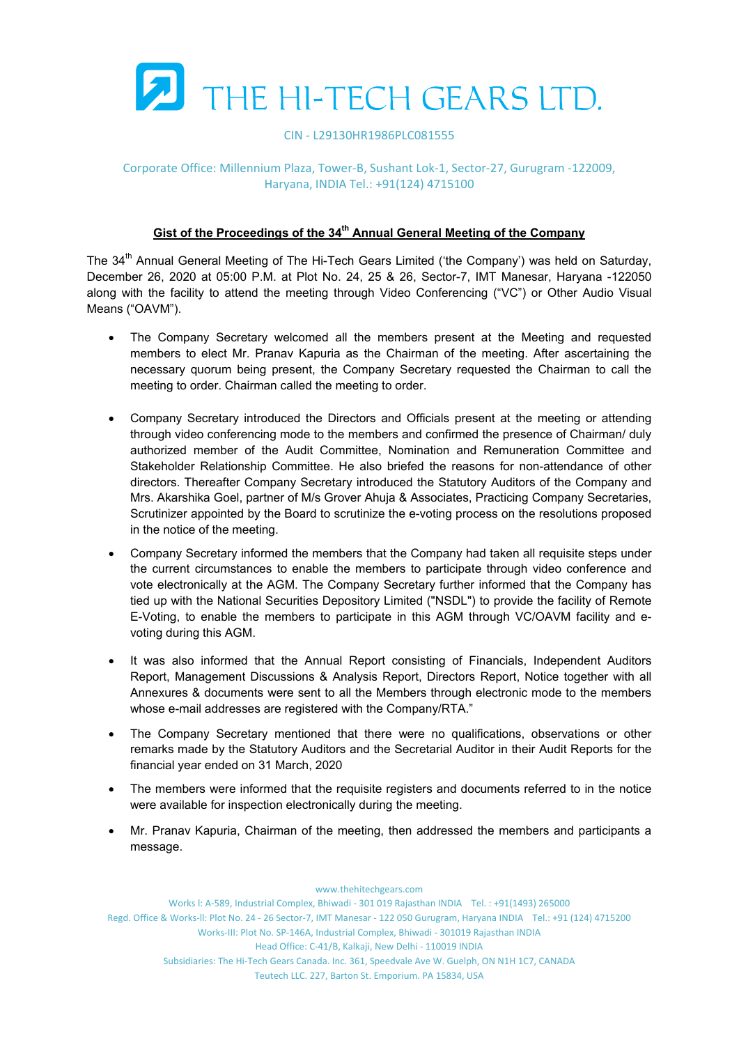# THE HI-TECH GEARS LTD.

CIN - L29130HR1986PLC081555

Corporate Office: Millennium Plaza, Tower-B, Sushant Lok-1, Sector-27, Gurugram -122009, Haryana, INDIA Tel.: +91(124) 4715100

## Gist of the Proceedings of the 34th Annual General Meeting of the Company

The 34th Annual General Meeting of The Hi-Tech Gears Limited ('the Company') was held on Saturday, December 26, 2020 at 05:00 P.M. at Plot No. 24, 25 & 26, Sector-7, IMT Manesar, Haryana -122050 along with the facility to attend the meeting through Video Conferencing ("VC") or Other Audio Visual Means ("OAVM").

- The Company Secretary welcomed all the members present at the Meeting and requested members to elect Mr. Pranav Kapuria as the Chairman of the meeting. After ascertaining the necessary quorum being present, the Company Secretary requested the Chairman to call the meeting to order. Chairman called the meeting to order.

- Company Secretary introduced the Directors and Officials present at the meeting or attending through video conferencing mode to the members and confirmed the presence of Chairman/ duly authorized member of the Audit Committee, Nomination and Remuneration Committee and Stakeholder Relationship Committee. He also briefed the reasons for non-attendance of other directors. Thereafter Company Secretary introduced the Statutory Auditors of the Company and Mrs. Akarshika Goel, partner of M/s Grover Ahuja & Associates, Practicing Company Secretaries, Scrutinizer appointed by the Board to scrutinize the e-voting process on the resolutions proposed in the notice of the meeting.

- Company Secretary informed the members that the Company had taken all requisite steps under the current circumstances to enable the members to participate through video conference and vote electronically at the AGM. The Company Secretary further informed that the Company has tied up with the National Securities Depository Limited ("NSDL") to provide the facility of Remote E-Voting, to enable the members to participate in this AGM through VC/OAVM facility and e-voting during this AGM.

- It was also informed that the Annual Report consisting of Financials, Independent Auditors Report, Management Discussions & Analysis Report, Directors Report, Notice together with all Annexures & documents were sent to all the Members through electronic mode to the members whose e-mail addresses are registered with the Company/RTA."

- The Company Secretary mentioned that there were no qualifications, observations or other remarks made by the Statutory Auditors and the Secretarial Auditor in their Audit Reports for the financial year ended on 31 March, 2020

- The members were informed that the requisite registers and documents referred to in the notice were available for inspection electronically during the meeting.

- Mr. Pranav Kapuria, Chairman of the meeting, then addressed the members and participants a message.

www.thehitechgears.com

Works I: A-589, Industrial Complex, Bhiwadi - 301 019 Rajasthan INDIA Tel. : +91(1493) 265000

Regd. Office & Works-II: Plot No. 24 - 26 Sector-7, IMT Manesar - 122 050 Gurugram, Haryana INDIA Tel.: +91 (124) 4715200

Works-III: Plot No. SP-146A, Industrial Complex, Bhiwadi - 301019 Rajasthan INDIA

Head Office: C-41/B, Kalkaji, New Delhi - 110019 INDIA

Subsidiaries: The Hi-Tech Gears Canada. Inc. 361, Speedvale Ave W. Guelph, ON N1H 1C7, CANADA

Teutech LLC. 227, Barton St. Emporium. PA 15834, USA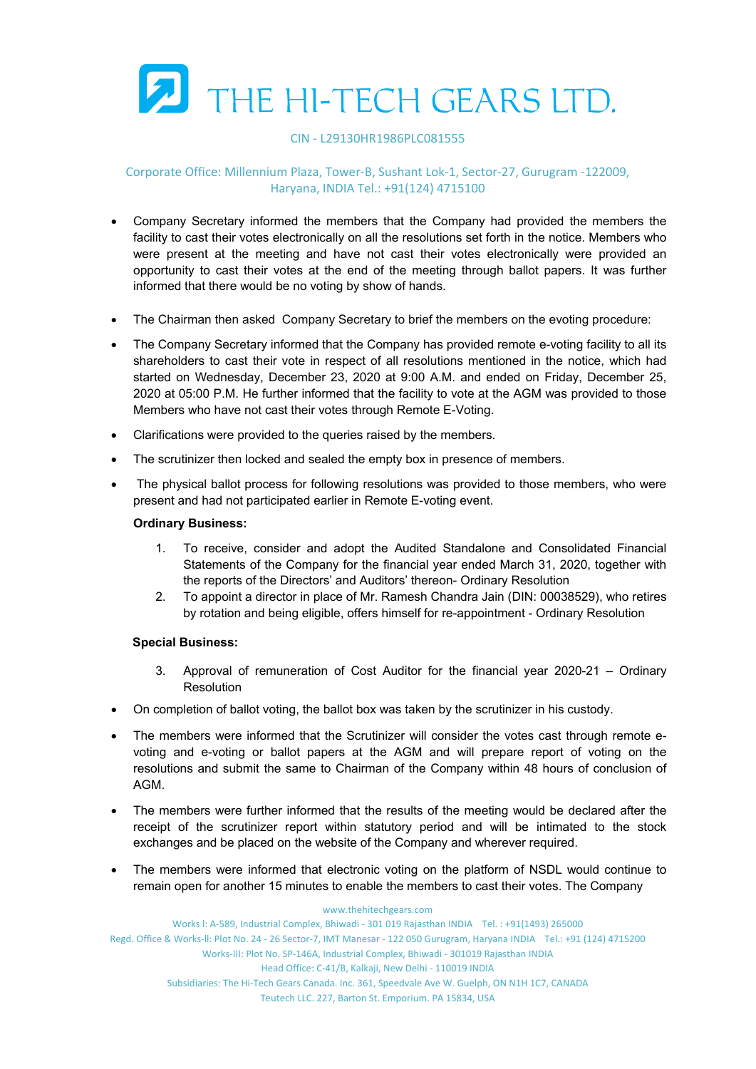- Company Secretary informed the members that the Company had provided the members the facility to cast their votes electronically on all the resolutions set forth in the notice. Members who were present at the meeting and have not cast their votes electronically were provided an opportunity to cast their votes at the end of the meeting through ballot papers. It was further informed that there would be no voting by show of hands.

- The Chairman then asked Company Secretary to brief the members on the evoting procedure:

- The Company Secretary informed that the Company has provided remote e-voting facility to all its shareholders to cast their vote in respect of all resolutions mentioned in the notice, which had started on Wednesday, December 23, 2020 at 9:00 A.M. and ended on Friday, December 25, 2020 at 05:00 P.M. He further informed that the facility to vote at the AGM was provided to those Members who have not cast their votes through Remote E-Voting.

- Clarifications were provided to the queries raised by the members.

- The scrutinizer then locked and sealed the empty box in presence of members.

- The physical ballot process for following resolutions was provided to those members, who were present and had not participated earlier in Remote E-voting event.

  **Ordinary Business:**

  1. To receive, consider and adopt the Audited Standalone and Consolidated Financial Statements of the Company for the financial year ended March 31, 2020, together with the reports of the Directors' and Auditors' thereon- Ordinary Resolution
  2. To appoint a director in place of Mr. Ramesh Chandra Jain (DIN: 00038529), who retires by rotation and being eligible, offers himself for re-appointment - Ordinary Resolution

  **Special Business:**

  3. Approval of remuneration of Cost Auditor for the financial year 2020-21 – Ordinary Resolution

- On completion of ballot voting, the ballot box was taken by the scrutinizer in his custody.

- The members were informed that the Scrutinizer will consider the votes cast through remote e-voting and e-voting or ballot papers at the AGM and will prepare report of voting on the resolutions and submit the same to Chairman of the Company within 48 hours of conclusion of AGM.

- The members were further informed that the results of the meeting would be declared after the receipt of the scrutinizer report within statutory period and will be intimated to the stock exchanges and be placed on the website of the Company and wherever required.

- The members were informed that electronic voting on the platform of NSDL would continue to remain open for another 15 minutes to enable the members to cast their votes. The Company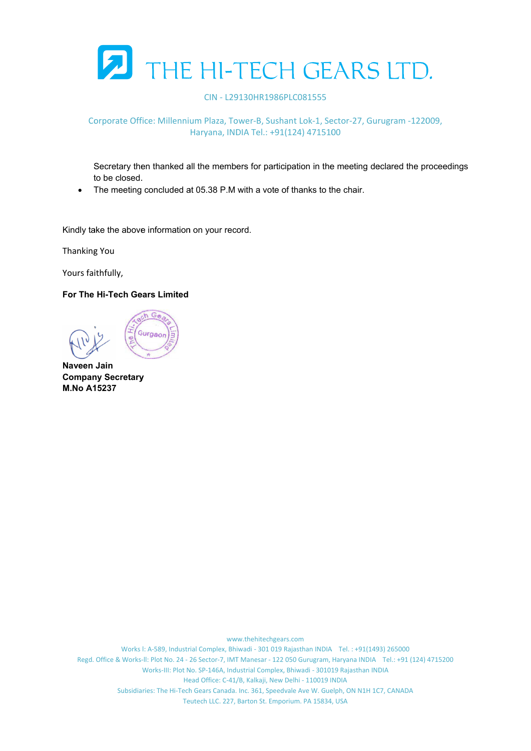Secretary then thanked all the members for participation in the meeting declared the proceedings to be closed.

- The meeting concluded at 05.38 P.M with a vote of thanks to the chair.

Kindly take the above information on your record.

Thanking You

Yours faithfully,

**For The Hi-Tech Gears Limited**

**Naveen Jain**
**Company Secretary**
**M.No A15237**